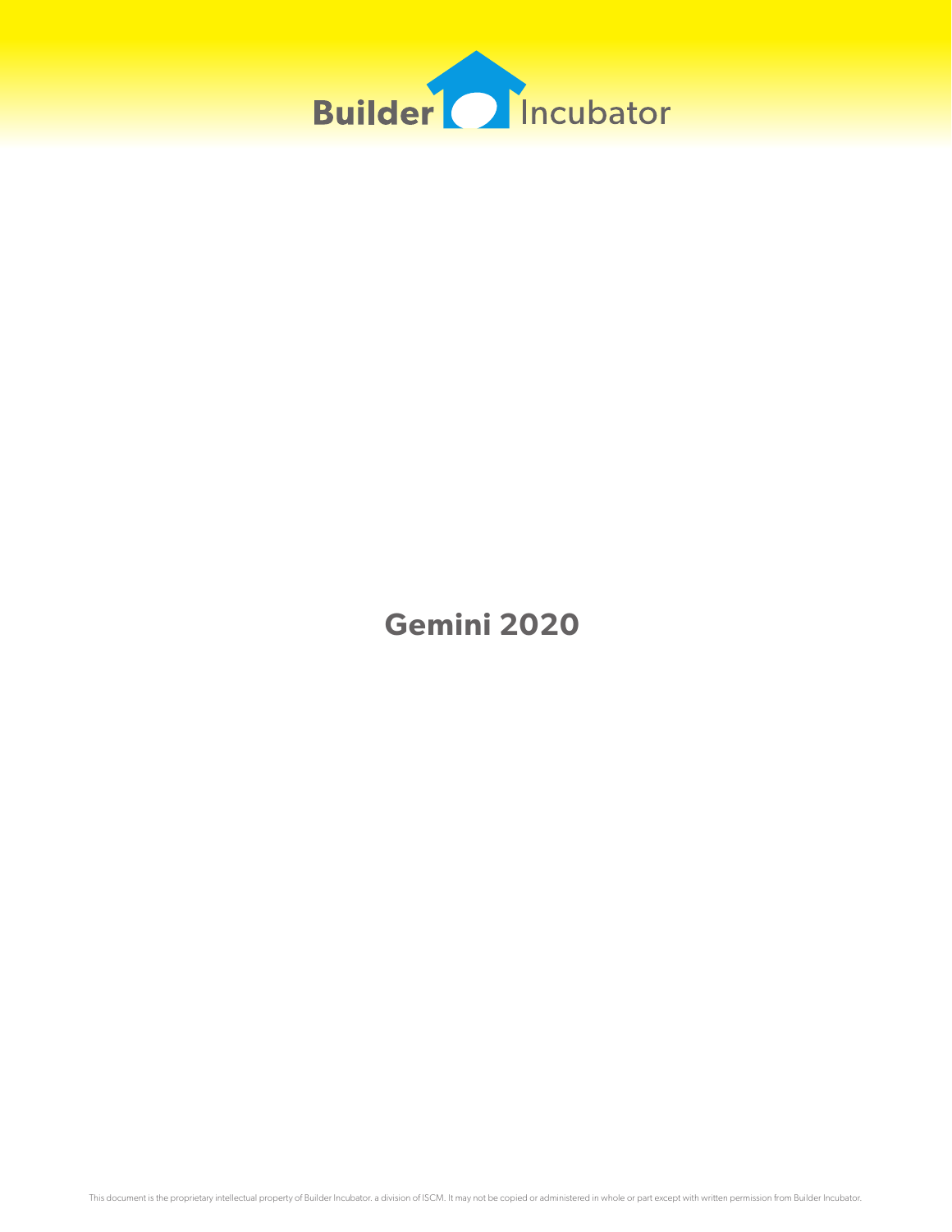Builder Incubator

# Gemini 2020

This document is the proprietary intellectual property of Builder Incubator, a division of ISCM. It may not be copied or administered in whole or part except with written permission from Builder Incubator.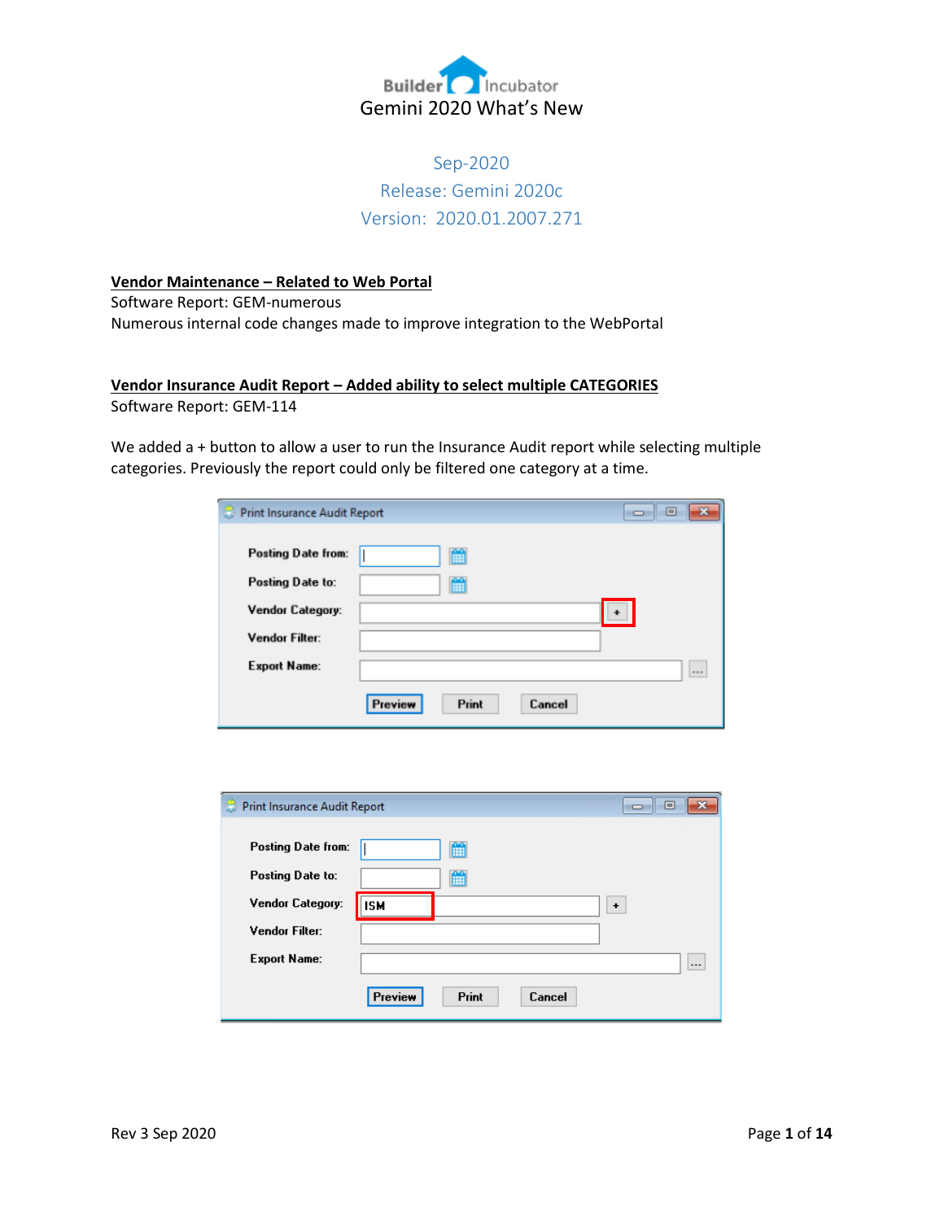# Gemini 2020 What's New

Sep-2020

Release: Gemini 2020c

Version: 2020.01.2007.271

**Vendor Maintenance – Related to Web Portal**

Software Report: GEM-numerous

Numerous internal code changes made to improve integration to the WebPortal

**Vendor Insurance Audit Report – Added ability to select multiple CATEGORIES**

Software Report: GEM-114

We added a + button to allow a user to run the Insurance Audit report while selecting multiple categories. Previously the report could only be filtered one category at a time.

Rev 3 Sep 2020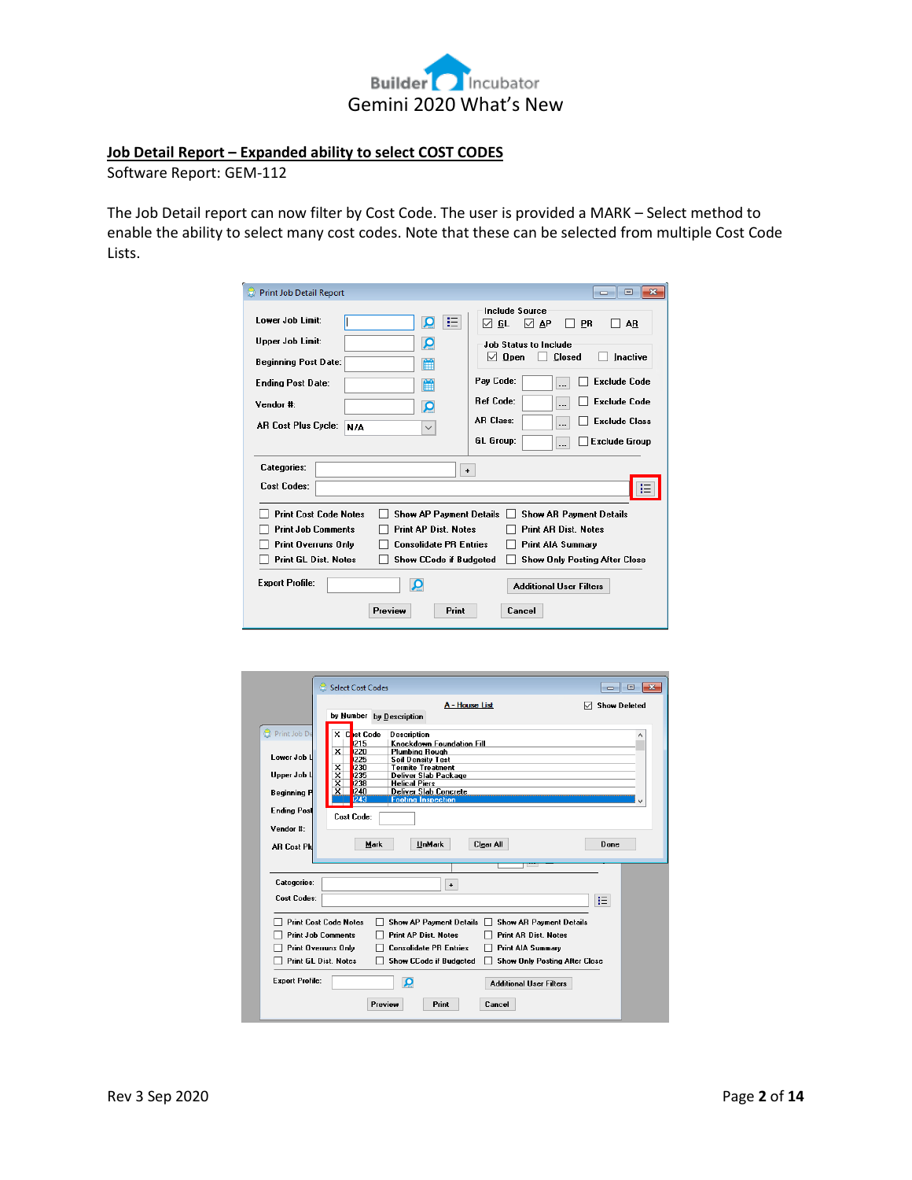## Job Detail Report – Expanded ability to select COST CODES

Software Report: GEM-112

The Job Detail report can now filter by Cost Code. The user is provided a MARK – Select method to enable the ability to select many cost codes. Note that these can be selected from multiple Cost Code Lists.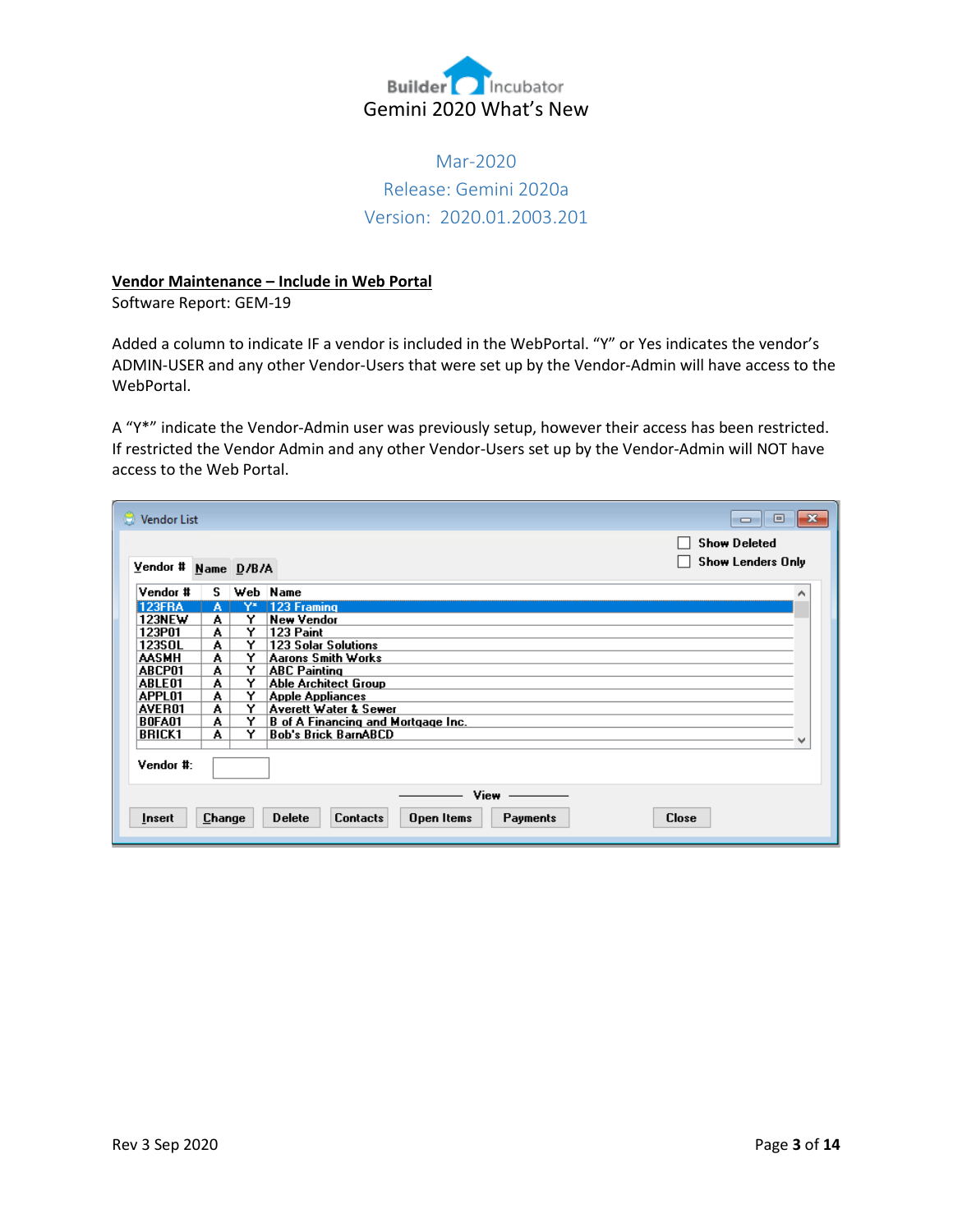Gemini 2020 What's New

Mar-2020

Release: Gemini 2020a

Version: 2020.01.2003.201

## Vendor Maintenance – Include in Web Portal

Software Report: GEM-19

Added a column to indicate IF a vendor is included in the WebPortal. "Y" or Yes indicates the vendor's ADMIN-USER and any other Vendor-Users that were set up by the Vendor-Admin will have access to the WebPortal.

A "Y*" indicate the Vendor-Admin user was previously setup, however their access has been restricted. If restricted the Vendor Admin and any other Vendor-Users set up by the Vendor-Admin will NOT have access to the Web Portal.

Vendor List

Show Deleted
Show Lenders Only

Vendor # | Name | D/B/A

| Vendor # | S | Web | Name |
|---|---|---|---|
| 123FRA | A | Y* | 123 Framing |
| 123NEW | A | Y | New Vendor |
| 123P01 | A | Y | 123 Paint |
| 123SOL | A | Y | 123 Solar Solutions |
| AASMH | A | Y | Aarons Smith Works |
| ABCP01 | A | Y | ABC Painting |
| ABLE01 | A | Y | Able Architect Group |
| APPL01 | A | Y | Apple Appliances |
| AVER01 | A | Y | Averett Water & Sewer |
| BOFA01 | A | Y | B of A Financing and Mortgage Inc. |
| BRICK1 | A | Y | Bob's Brick BarnABCD |

Vendor #:

View

Insert | Change | Delete | Contacts | Open Items | Payments | Close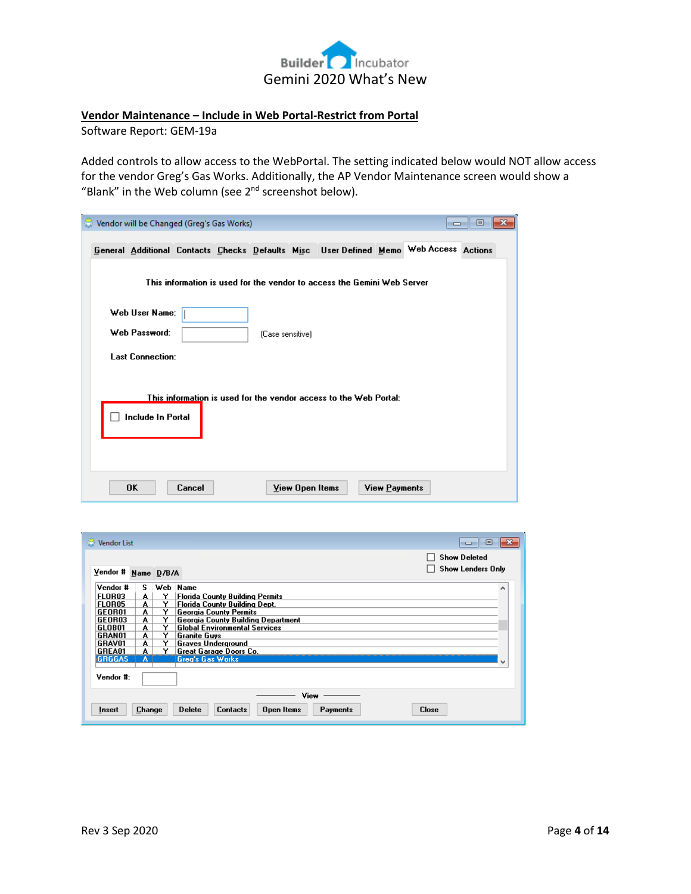## Vendor Maintenance – Include in Web Portal-Restrict from Portal

Software Report: GEM-19a

Added controls to allow access to the WebPortal. The setting indicated below would NOT allow access for the vendor Greg's Gas Works. Additionally, the AP Vendor Maintenance screen would show a "Blank" in the Web column (see 2nd screenshot below).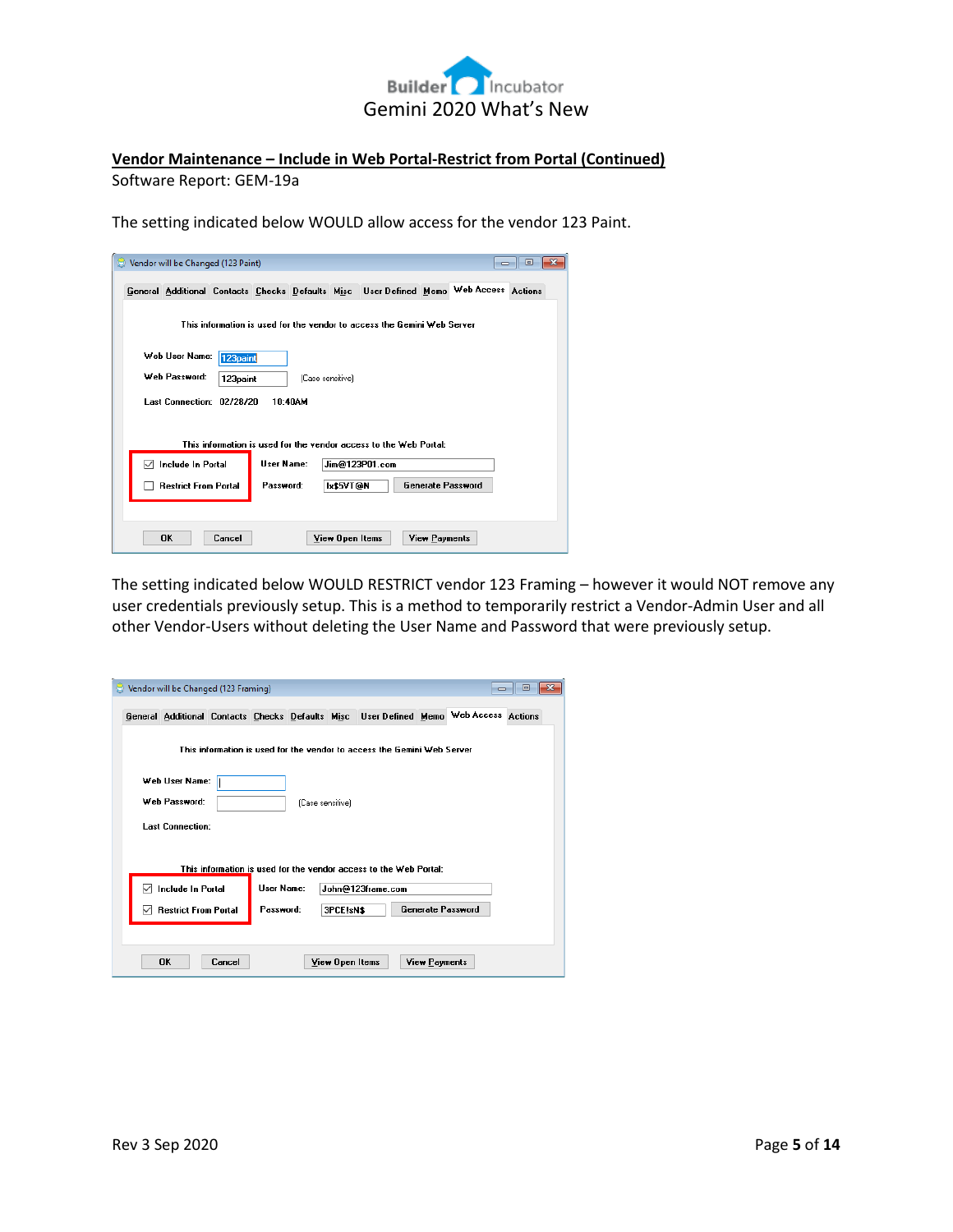## Vendor Maintenance – Include in Web Portal-Restrict from Portal (Continued)

Software Report: GEM-19a

The setting indicated below WOULD allow access for the vendor 123 Paint.

The setting indicated below WOULD RESTRICT vendor 123 Framing – however it would NOT remove any user credentials previously setup. This is a method to temporarily restrict a Vendor-Admin User and all other Vendor-Users without deleting the User Name and Password that were previously setup.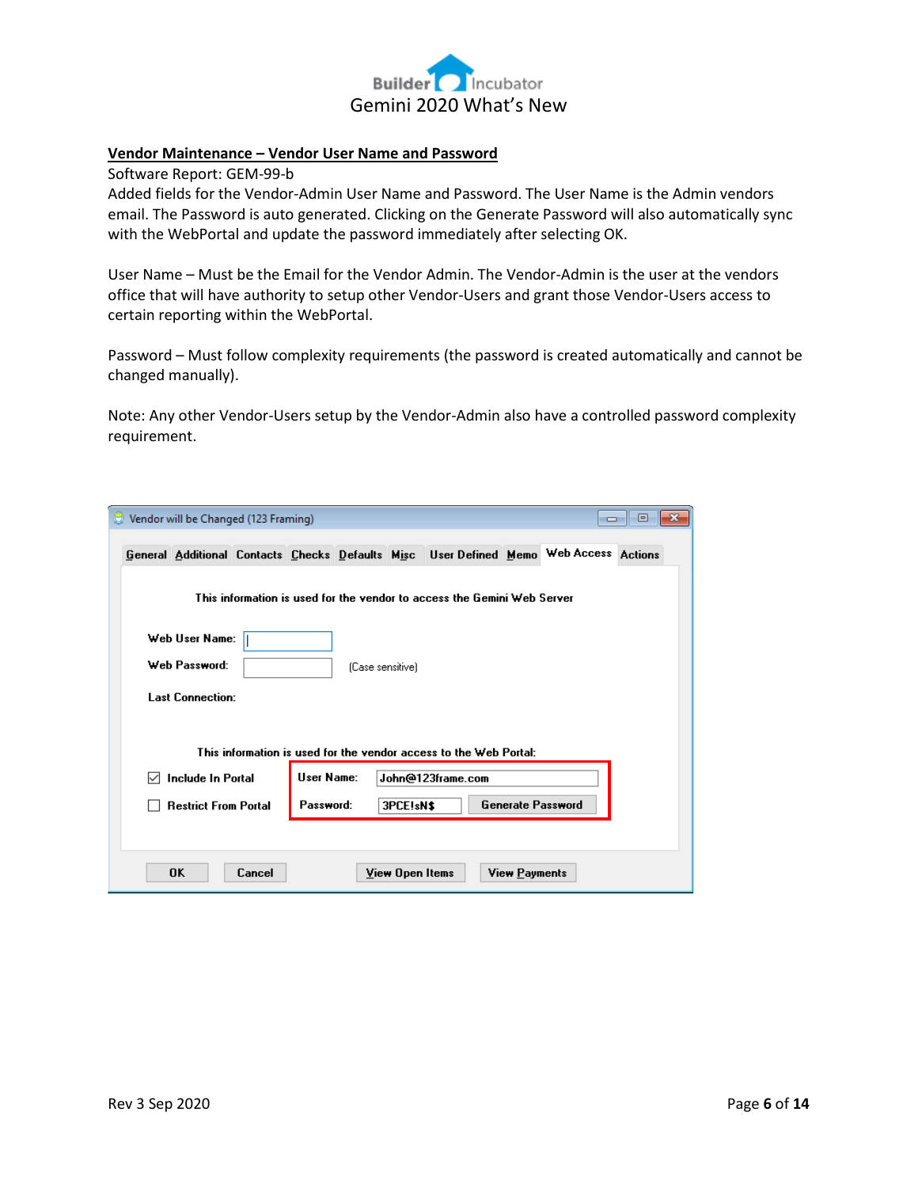## Vendor Maintenance – Vendor User Name and Password

Software Report: GEM-99-b

Added fields for the Vendor-Admin User Name and Password. The User Name is the Admin vendors email. The Password is auto generated. Clicking on the Generate Password will also automatically sync with the WebPortal and update the password immediately after selecting OK.

User Name – Must be the Email for the Vendor Admin. The Vendor-Admin is the user at the vendors office that will have authority to setup other Vendor-Users and grant those Vendor-Users access to certain reporting within the WebPortal.

Password – Must follow complexity requirements (the password is created automatically and cannot be changed manually).

Note: Any other Vendor-Users setup by the Vendor-Admin also have a controlled password complexity requirement.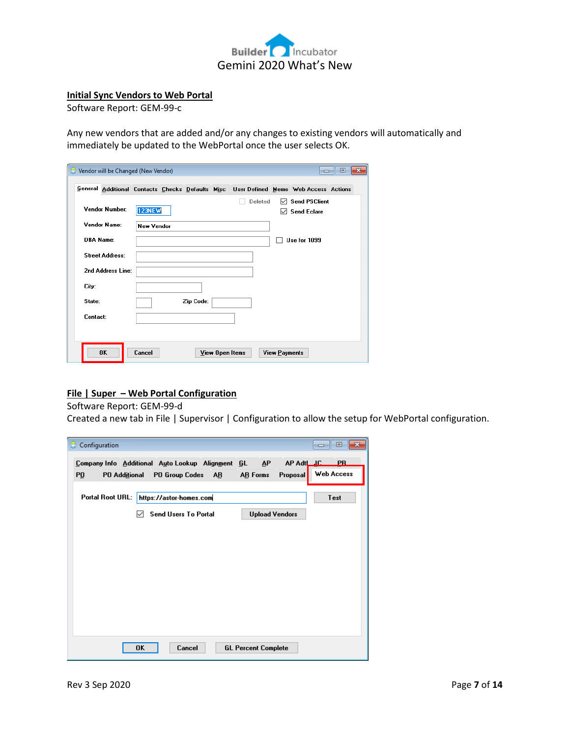## Initial Sync Vendors to Web Portal

Software Report: GEM-99-c

Any new vendors that are added and/or any changes to existing vendors will automatically and immediately be updated to the WebPortal once the user selects OK.

## File | Super – Web Portal Configuration

Software Report: GEM-99-d

Created a new tab in File | Supervisor | Configuration to allow the setup for WebPortal configuration.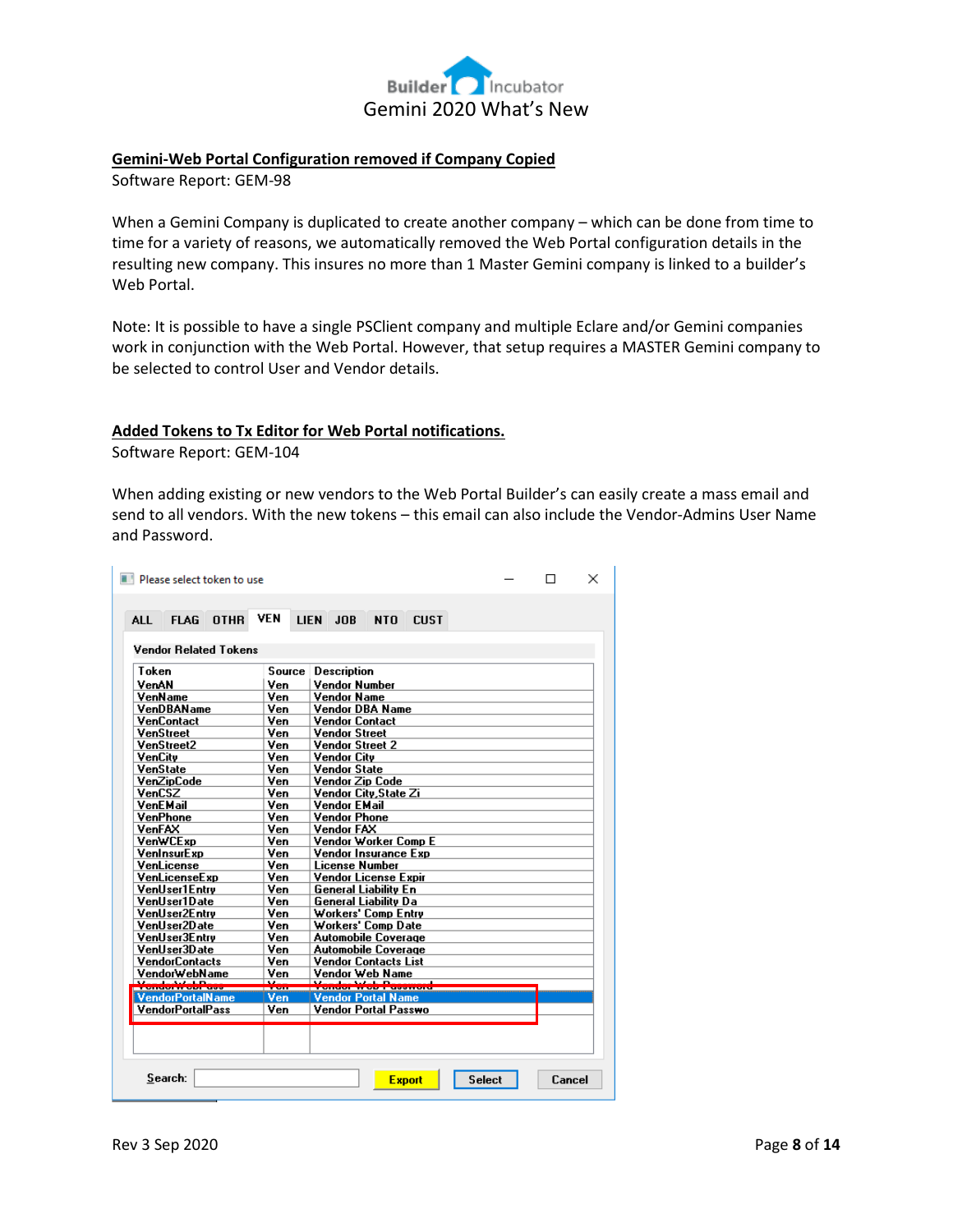## Gemini-Web Portal Configuration removed if Company Copied

Software Report: GEM-98

When a Gemini Company is duplicated to create another company – which can be done from time to time for a variety of reasons, we automatically removed the Web Portal configuration details in the resulting new company. This insures no more than 1 Master Gemini company is linked to a builder's Web Portal.

Note: It is possible to have a single PSClient company and multiple Eclare and/or Gemini companies work in conjunction with the Web Portal. However, that setup requires a MASTER Gemini company to be selected to control User and Vendor details.

## Added Tokens to Tx Editor for Web Portal notifications.

Software Report: GEM-104

When adding existing or new vendors to the Web Portal Builder's can easily create a mass email and send to all vendors. With the new tokens – this email can also include the Vendor-Admins User Name and Password.

Please select token to use

ALL | FLAG | OTHR | VEN | LIEN | JOB | NTO | CUST

Vendor Related Tokens

| Token | Source | Description |
|---|---|---|
| VenAN | Ven | Vendor Number |
| VenName | Ven | Vendor Name |
| VenDBAName | Ven | Vendor DBA Name |
| VenContact | Ven | Vendor Contact |
| VenStreet | Ven | Vendor Street |
| VenStreet2 | Ven | Vendor Street 2 |
| VenCity | Ven | Vendor City |
| VenState | Ven | Vendor State |
| VenZipCode | Ven | Vendor Zip Code |
| VenCSZ | Ven | Vendor City,State Zi |
| VenEMail | Ven | Vendor EMail |
| VenPhone | Ven | Vendor Phone |
| VenFAX | Ven | Vendor FAX |
| VenWCExp | Ven | Vendor Worker Comp E |
| VenInsurExp | Ven | Vendor Insurance Exp |
| VenLicense | Ven | License Number |
| VenLicenseExp | Ven | Vendor License Expir |
| VenUser1Entry | Ven | General Liability En |
| VenUser1Date | Ven | General Liability Da |
| VenUser2Entry | Ven | Workers' Comp Entry |
| VenUser2Date | Ven | Workers' Comp Date |
| VenUser3Entry | Ven | Automobile Coverage |
| VenUser3Date | Ven | Automobile Coverage |
| VendorContacts | Ven | Vendor Contacts List |
| VendorWebName | Ven | Vendor Web Name |
| VendorWebPass | Ven | Vendor Web Password |
| VendorPortalName | Ven | Vendor Portal Name |
| VendorPortalPass | Ven | Vendor Portal Passwo |

Search: | Export | Select | Cancel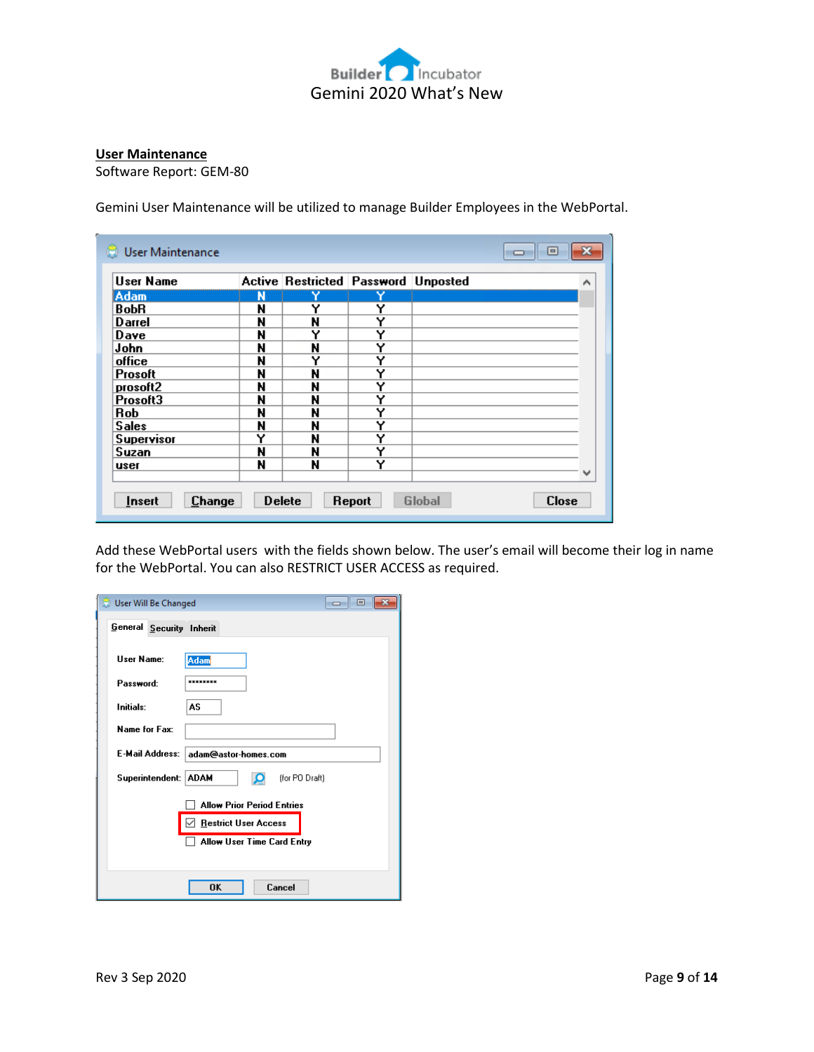**User Maintenance**

Software Report: GEM-80

Gemini User Maintenance will be utilized to manage Builder Employees in the WebPortal.

| User Name | Active | Restricted | Password | Unposted |
|---|---|---|---|---|
| Adam | N | Y | Y | |
| BobR | N | Y | Y | |
| Darrel | N | N | Y | |
| Dave | N | Y | Y | |
| John | N | N | Y | |
| office | N | Y | Y | |
| Prosoft | N | N | Y | |
| prosoft2 | N | N | Y | |
| Prosoft3 | N | N | Y | |
| Rob | N | N | Y | |
| Sales | N | N | Y | |
| Supervisor | Y | N | Y | |
| Suzan | N | N | Y | |
| user | N | N | Y | |

Add these WebPortal users with the fields shown below. The user's email will become their log in name for the WebPortal. You can also RESTRICT USER ACCESS as required.

User Will Be Changed

General | Security | Inherit

- User Name: Adam
- Password: ********
- Initials: AS
- Name for Fax:
- E-Mail Address: adam@astor-homes.com
- Superintendent: ADAM (for PO Draft)
- ☐ Allow Prior Period Entries
- ☑ Restrict User Access
- ☐ Allow User Time Card Entry

OK | Cancel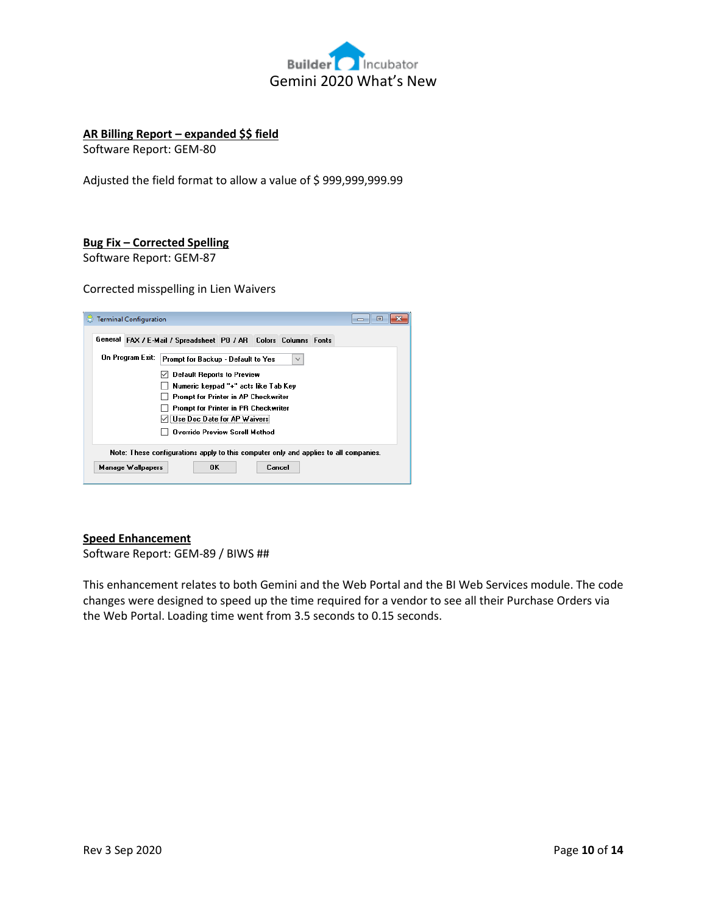## AR Billing Report – expanded $$ field

Software Report: GEM-80

Adjusted the field format to allow a value of $ 999,999,999.99

## Bug Fix – Corrected Spelling

Software Report: GEM-87

Corrected misspelling in Lien Waivers

## Speed Enhancement

Software Report: GEM-89 / BIWS ##

This enhancement relates to both Gemini and the Web Portal and the BI Web Services module. The code changes were designed to speed up the time required for a vendor to see all their Purchase Orders via the Web Portal. Loading time went from 3.5 seconds to 0.15 seconds.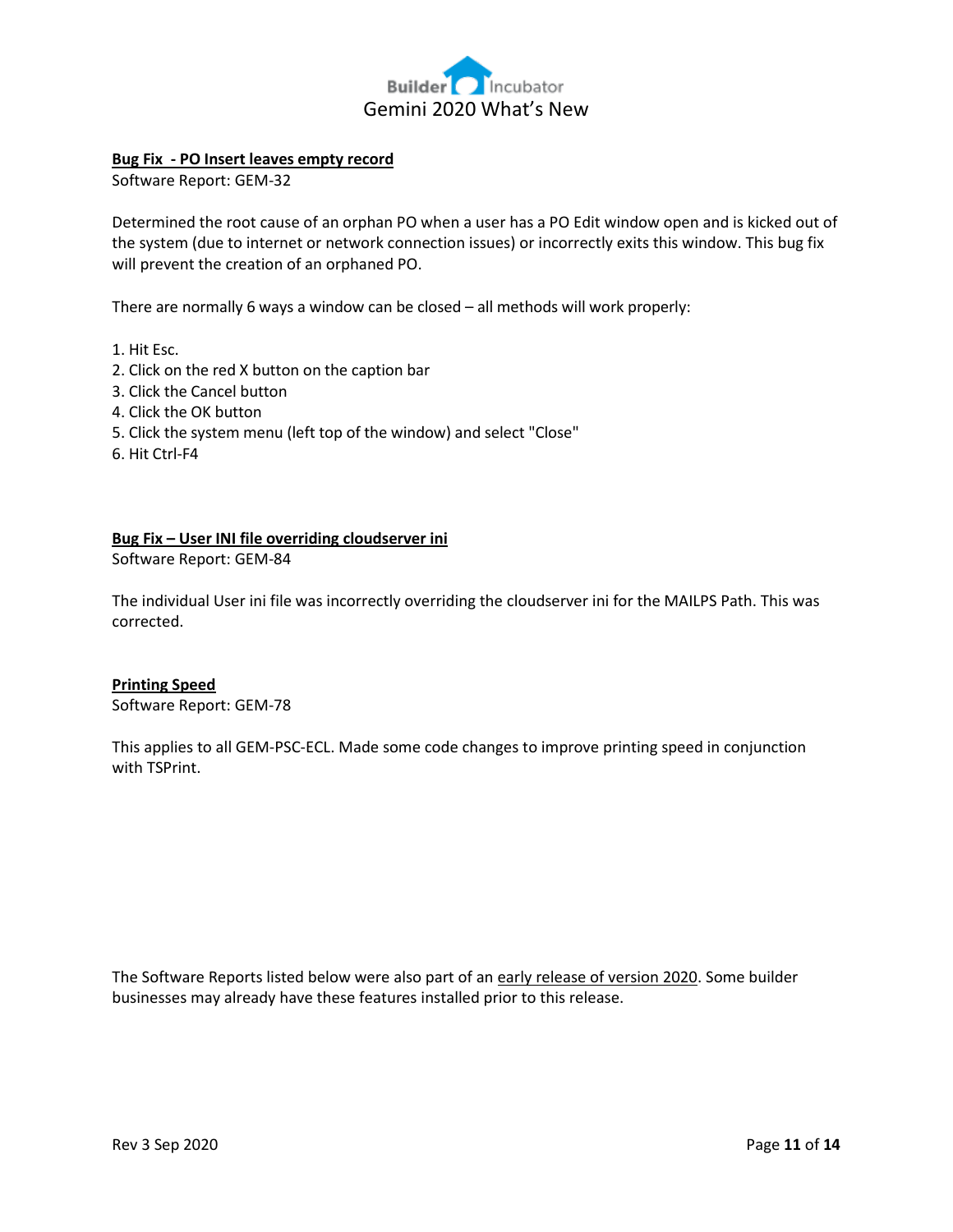**Bug Fix - PO Insert leaves empty record**

Software Report: GEM-32

Determined the root cause of an orphan PO when a user has a PO Edit window open and is kicked out of the system (due to internet or network connection issues) or incorrectly exits this window. This bug fix will prevent the creation of an orphaned PO.

There are normally 6 ways a window can be closed – all methods will work properly:

1. Hit Esc.
2. Click on the red X button on the caption bar
3. Click the Cancel button
4. Click the OK button
5. Click the system menu (left top of the window) and select "Close"
6. Hit Ctrl-F4

**Bug Fix – User INI file overriding cloudserver ini**

Software Report: GEM-84

The individual User ini file was incorrectly overriding the cloudserver ini for the MAILPS Path. This was corrected.

**Printing Speed**

Software Report: GEM-78

This applies to all GEM-PSC-ECL. Made some code changes to improve printing speed in conjunction with TSPrint.

The Software Reports listed below were also part of an early release of version 2020. Some builder businesses may already have these features installed prior to this release.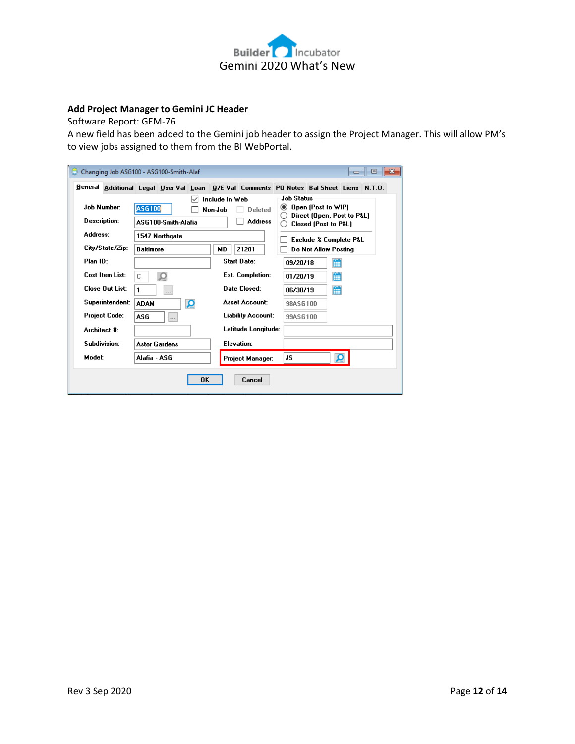## Add Project Manager to Gemini JC Header

Software Report: GEM-76

A new field has been added to the Gemini job header to assign the Project Manager. This will allow PM's to view jobs assigned to them from the BI WebPortal.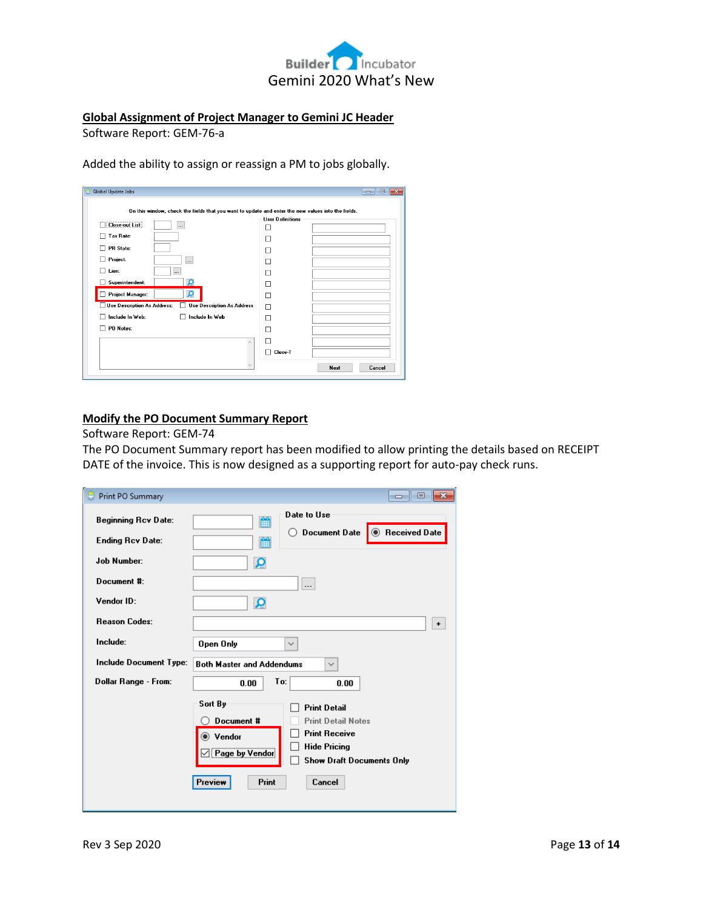## Global Assignment of Project Manager to Gemini JC Header

Software Report: GEM-76-a

Added the ability to assign or reassign a PM to jobs globally.

## Modify the PO Document Summary Report

Software Report: GEM-74

The PO Document Summary report has been modified to allow printing the details based on RECEIPT DATE of the invoice. This is now designed as a supporting report for auto-pay check runs.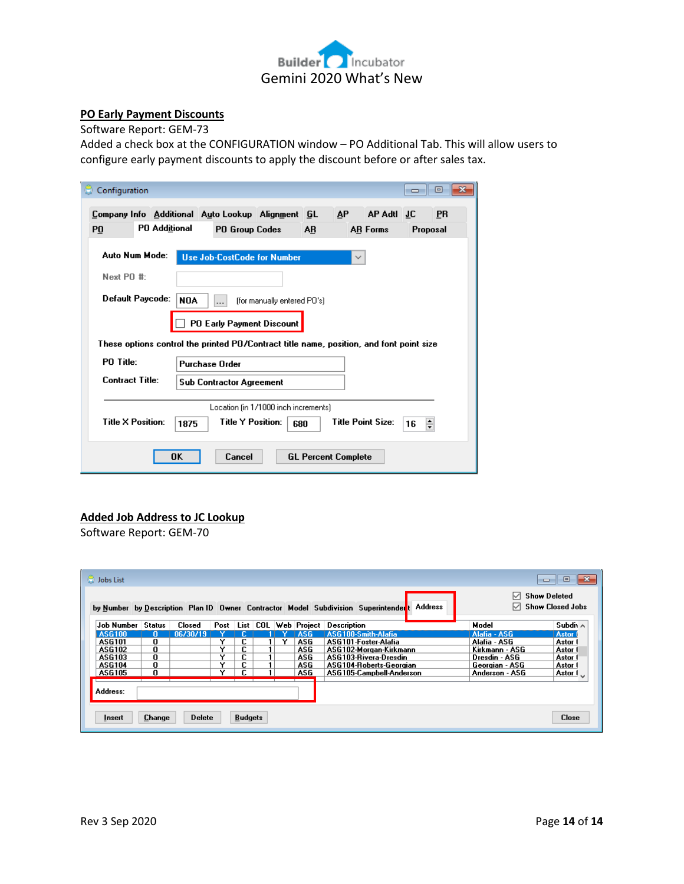## PO Early Payment Discounts

Software Report: GEM-73

Added a check box at the CONFIGURATION window – PO Additional Tab. This will allow users to configure early payment discounts to apply the discount before or after sales tax.

## Added Job Address to JC Lookup

Software Report: GEM-70